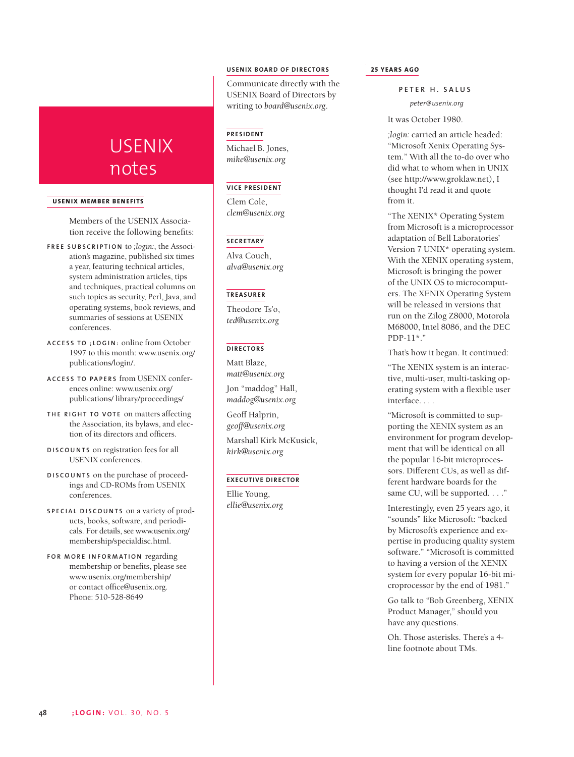# USENIX notes

## USENIX MEMBER BENEFITS

Members of the USENIX Association receive the following benefits:

**FREE SUBSCRIPTION** to *;login:*, the Association's magazine, published six times a year, featuring technical articles, system administration articles, tips and techniques, practical columns on such topics as security, Perl, Java, and operating systems, book reviews, and summaries of sessions at USENIX conferences.

**ACCESS TO ;LOGIN:** online from October 1997 to this month: www.usenix.org/publications/login/.

**ACCESS TO PAPERS** from USENIX conferences online: www.usenix.org/publications/ library/proceedings/

**THE RIGHT TO VOTE** on matters affecting the Association, its bylaws, and election of its directors and officers.

**DISCOUNTS** on registration fees for all USENIX conferences.

**DISCOUNTS** on the purchase of proceedings and CD-ROMs from USENIX conferences.

**SPECIAL DISCOUNTS** on a variety of products, books, software, and periodicals. For details, see www.usenix.org/membership/specialdisc.html.

**FOR MORE INFORMATION** regarding membership or benefits, please see www.usenix.org/membership/ or contact office@usenix.org. Phone: 510-528-8649

## USENIX BOARD OF DIRECTORS

Communicate directly with the USENIX Board of Directors by writing to *board@usenix.org*.

### PRESIDENT

Michael B. Jones, *mike@usenix.org*

### VICE PRESIDENT

Clem Cole, *clem@usenix.org*

### SECRETARY

Alva Couch, *alva@usenix.org*

### TREASURER

Theodore Ts'o, *ted@usenix.org*

### DIRECTORS

Matt Blaze, *matt@usenix.org*

Jon "maddog" Hall, *maddog@usenix.org*

Geoff Halprin, *geoff@usenix.org*

Marshall Kirk McKusick, *kirk@usenix.org*

### EXECUTIVE DIRECTOR

Ellie Young, *ellie@usenix.org*

## 25 YEARS AGO

**PETER H. SALUS**

*peter@usenix.org*

It was October 1980.

*;login:* carried an article headed: "Microsoft Xenix Operating System." With all the to-do over who did what to whom when in UNIX (see http://www.groklaw.net), I thought I'd read it and quote from it.

"The XENIX* Operating System from Microsoft is a microprocessor adaptation of Bell Laboratories' Version 7 UNIX* operating system. With the XENIX operating system, Microsoft is bringing the power of the UNIX OS to microcomputers. The XENIX Operating System will be released in versions that run on the Zilog Z8000, Motorola M68000, Intel 8086, and the DEC PDP-11*."

That's how it began. It continued:

"The XENIX system is an interactive, multi-user, multi-tasking operating system with a flexible user interface. . . .

"Microsoft is committed to supporting the XENIX system as an environment for program development that will be identical on all the popular 16-bit microprocessors. Different CUs, as well as different hardware boards for the same CU, will be supported. . . ."

Interestingly, even 25 years ago, it "sounds" like Microsoft: "backed by Microsoft's experience and expertise in producing quality system software." "Microsoft is committed to having a version of the XENIX system for every popular 16-bit microprocessor by the end of 1981."

Go talk to "Bob Greenberg, XENIX Product Manager," should you have any questions.

Oh. Those asterisks. There's a 4-line footnote about TMs.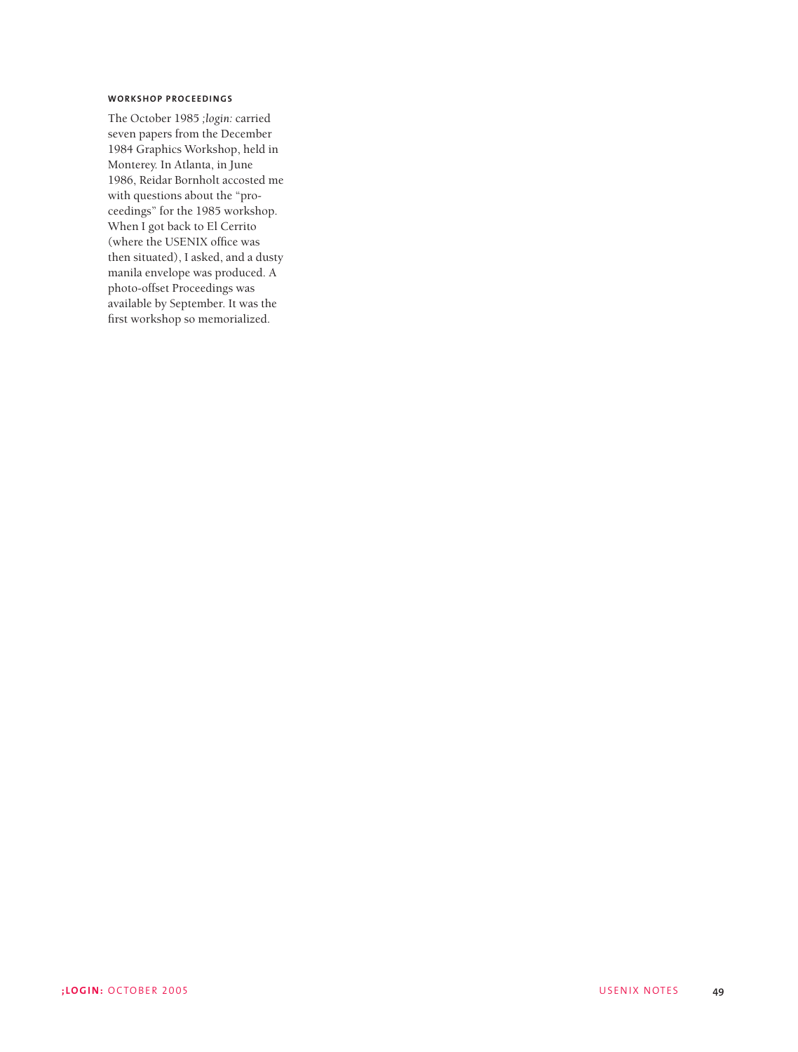### WORKSHOP PROCEEDINGS

The October 1985 *;login:* carried seven papers from the December 1984 Graphics Workshop, held in Monterey. In Atlanta, in June 1986, Reidar Bornholt accosted me with questions about the "proceedings" for the 1985 workshop. When I got back to El Cerrito (where the USENIX office was then situated), I asked, and a dusty manila envelope was produced. A photo-offset Proceedings was available by September. It was the first workshop so memorialized.